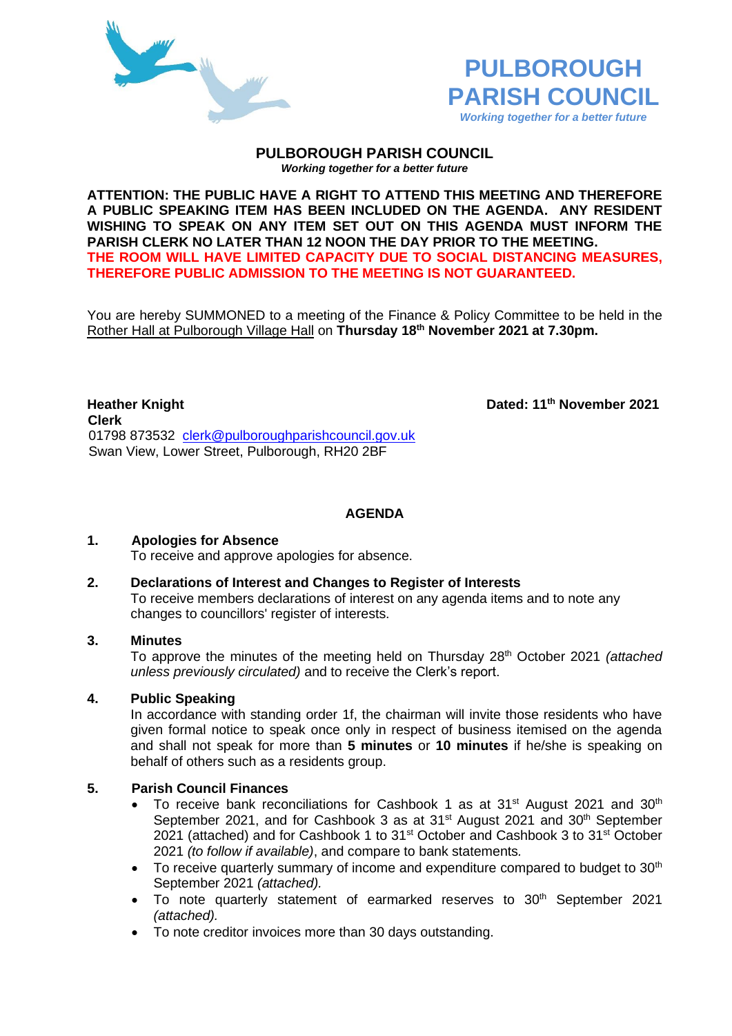# PULBOROUGH PARISH COUNCIL

*Working together for a better future*

## PULBOROUGH PARISH COUNCIL

***Working together for a better future***

**ATTENTION: THE PUBLIC HAVE A RIGHT TO ATTEND THIS MEETING AND THEREFORE A PUBLIC SPEAKING ITEM HAS BEEN INCLUDED ON THE AGENDA. ANY RESIDENT WISHING TO SPEAK ON ANY ITEM SET OUT ON THIS AGENDA MUST INFORM THE PARISH CLERK NO LATER THAN 12 NOON THE DAY PRIOR TO THE MEETING.**
**THE ROOM WILL HAVE LIMITED CAPACITY DUE TO SOCIAL DISTANCING MEASURES, THEREFORE PUBLIC ADMISSION TO THE MEETING IS NOT GUARANTEED.**

You are hereby SUMMONED to a meeting of the Finance & Policy Committee to be held in the Rother Hall at Pulborough Village Hall on **Thursday 18th November 2021 at 7.30pm.**

**Heather Knight**
**Clerk**
01798 873532 clerk@pulboroughparishcouncil.gov.uk
Swan View, Lower Street, Pulborough, RH20 2BF

**Dated: 11th November 2021**

## AGENDA

**1. Apologies for Absence**
To receive and approve apologies for absence.

**2. Declarations of Interest and Changes to Register of Interests**
To receive members declarations of interest on any agenda items and to note any changes to councillors' register of interests.

**3. Minutes**
To approve the minutes of the meeting held on Thursday 28th October 2021 *(attached unless previously circulated)* and to receive the Clerk's report.

**4. Public Speaking**
In accordance with standing order 1f, the chairman will invite those residents who have given formal notice to speak once only in respect of business itemised on the agenda and shall not speak for more than **5 minutes** or **10 minutes** if he/she is speaking on behalf of others such as a residents group.

**5. Parish Council Finances**

- To receive bank reconciliations for Cashbook 1 as at 31st August 2021 and 30th September 2021, and for Cashbook 3 as at 31st August 2021 and 30th September 2021 (attached) and for Cashbook 1 to 31st October and Cashbook 3 to 31st October 2021 *(to follow if available)*, and compare to bank statements.
- To receive quarterly summary of income and expenditure compared to budget to 30th September 2021 *(attached).*
- To note quarterly statement of earmarked reserves to 30th September 2021 *(attached).*
- To note creditor invoices more than 30 days outstanding.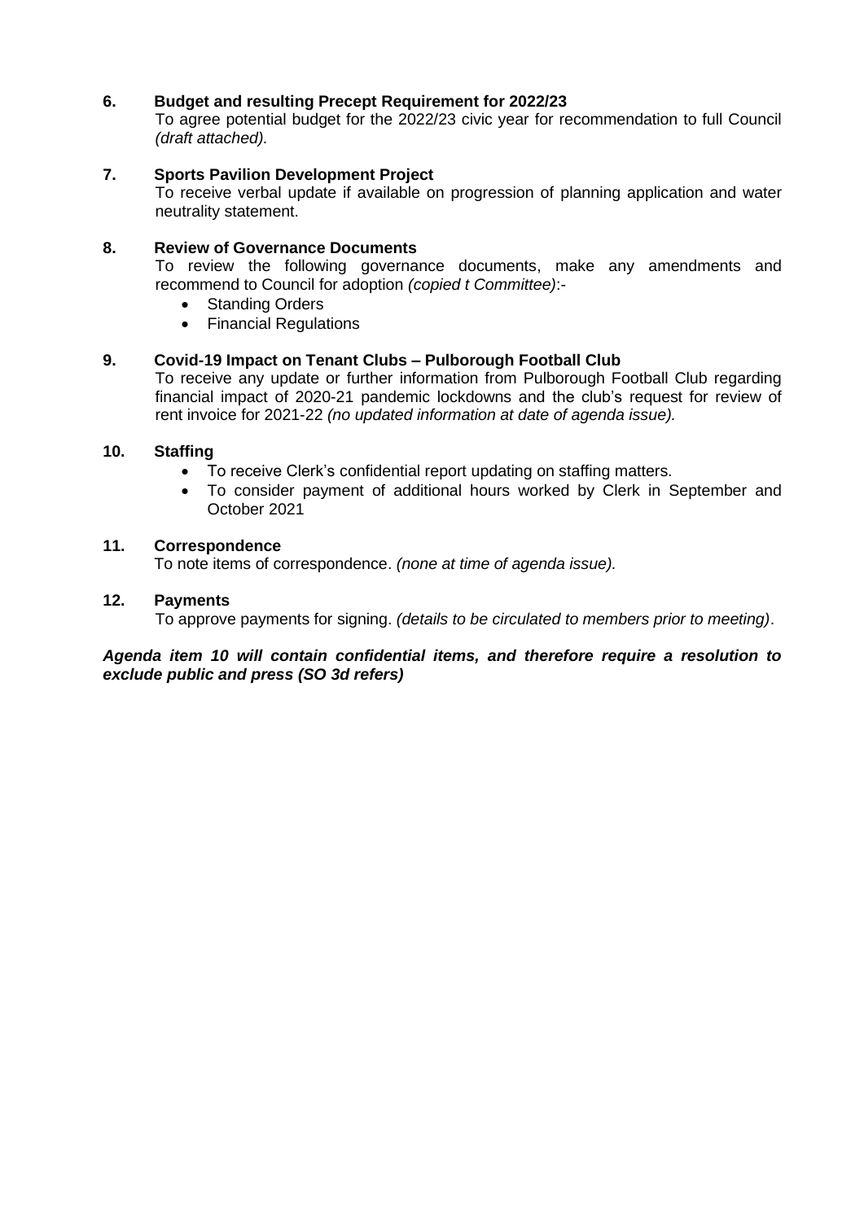**6. Budget and resulting Precept Requirement for 2022/23**

To agree potential budget for the 2022/23 civic year for recommendation to full Council *(draft attached).*

**7. Sports Pavilion Development Project**

To receive verbal update if available on progression of planning application and water neutrality statement.

**8. Review of Governance Documents**

To review the following governance documents, make any amendments and recommend to Council for adoption *(copied t Committee)*:-

- Standing Orders
- Financial Regulations

**9. Covid-19 Impact on Tenant Clubs – Pulborough Football Club**

To receive any update or further information from Pulborough Football Club regarding financial impact of 2020-21 pandemic lockdowns and the club's request for review of rent invoice for 2021-22 *(no updated information at date of agenda issue).*

**10. Staffing**

- To receive Clerk's confidential report updating on staffing matters.
- To consider payment of additional hours worked by Clerk in September and October 2021

**11. Correspondence**

To note items of correspondence. *(none at time of agenda issue).*

**12. Payments**

To approve payments for signing. *(details to be circulated to members prior to meeting)*.

***Agenda item 10 will contain confidential items, and therefore require a resolution to exclude public and press (SO 3d refers)***